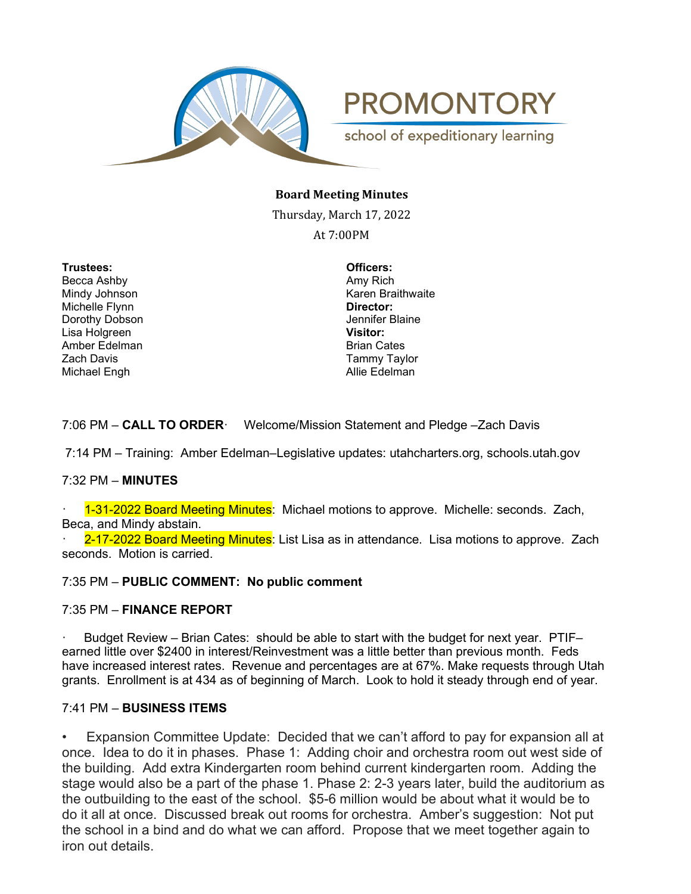# PROMONTORY

school of expeditionary learning

**Board Meeting Minutes**

Thursday, March 17, 2022

At 7:00PM

**Trustees:**
Becca Ashby
Mindy Johnson
Michelle Flynn
Dorothy Dobson
Lisa Holgreen
Amber Edelman
Zach Davis
Michael Engh

**Officers:**
Amy Rich
Karen Braithwaite

**Director:**
Jennifer Blaine

**Visitor:**
Brian Cates
Tammy Taylor
Allie Edelman

7:06 PM – **CALL TO ORDER**· Welcome/Mission Statement and Pledge –Zach Davis

7:14 PM – Training: Amber Edelman–Legislative updates: utahcharters.org, schools.utah.gov

7:32 PM – **MINUTES**

· 1-31-2022 Board Meeting Minutes: Michael motions to approve. Michelle: seconds. Zach, Beca, and Mindy abstain.
· 2-17-2022 Board Meeting Minutes: List Lisa as in attendance. Lisa motions to approve. Zach seconds. Motion is carried.

7:35 PM – **PUBLIC COMMENT: No public comment**

7:35 PM – **FINANCE REPORT**

· Budget Review – Brian Cates: should be able to start with the budget for next year. PTIF– earned little over $2400 in interest/Reinvestment was a little better than previous month. Feds have increased interest rates. Revenue and percentages are at 67%. Make requests through Utah grants. Enrollment is at 434 as of beginning of March. Look to hold it steady through end of year.

7:41 PM – **BUSINESS ITEMS**

• Expansion Committee Update: Decided that we can't afford to pay for expansion all at once. Idea to do it in phases. Phase 1: Adding choir and orchestra room out west side of the building. Add extra Kindergarten room behind current kindergarten room. Adding the stage would also be a part of the phase 1. Phase 2: 2-3 years later, build the auditorium as the outbuilding to the east of the school. $5-6 million would be about what it would be to do it all at once. Discussed break out rooms for orchestra. Amber's suggestion: Not put the school in a bind and do what we can afford. Propose that we meet together again to iron out details.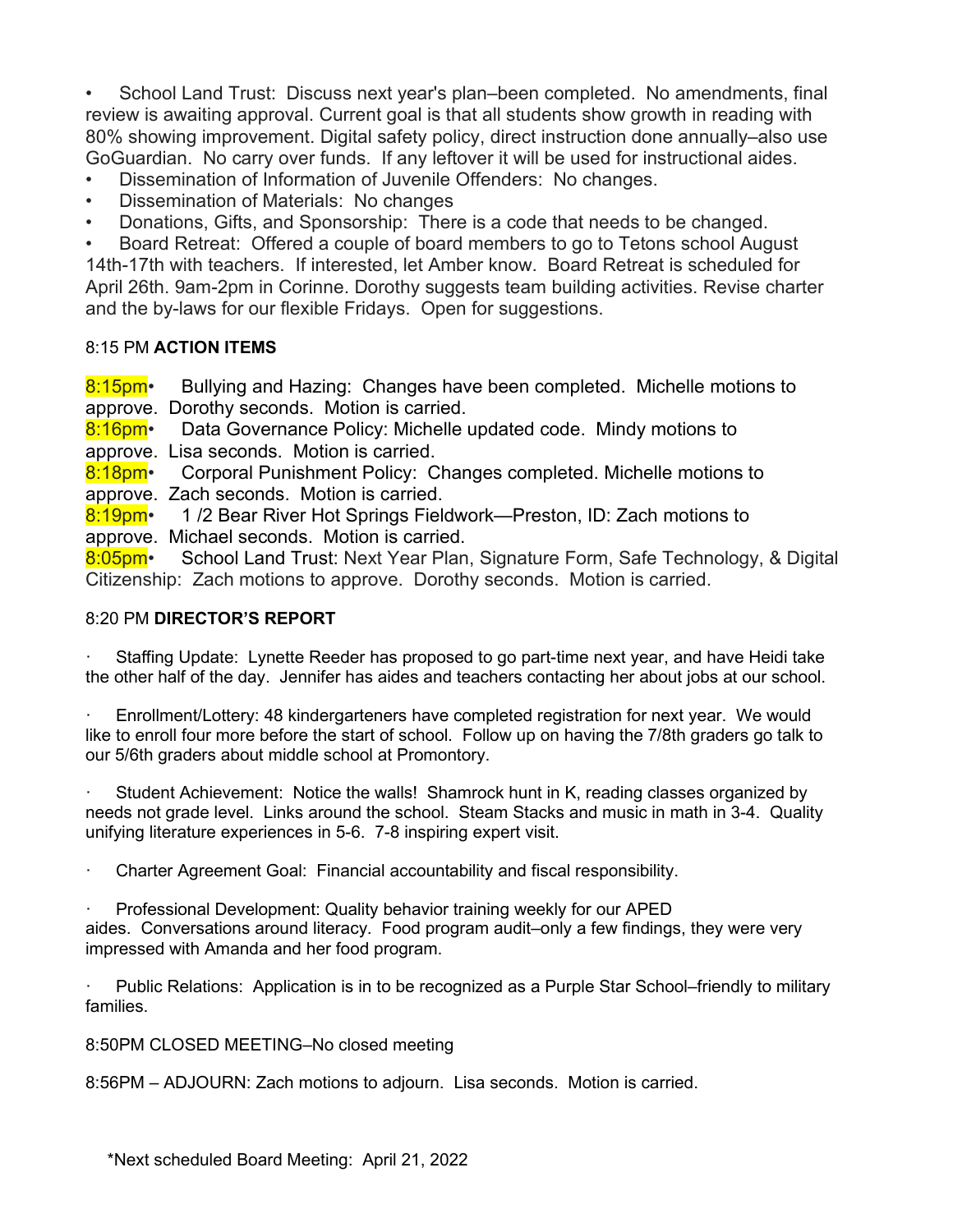- School Land Trust: Discuss next year's plan–been completed. No amendments, final review is awaiting approval. Current goal is that all students show growth in reading with 80% showing improvement. Digital safety policy, direct instruction done annually–also use GoGuardian. No carry over funds. If any leftover it will be used for instructional aides.
- Dissemination of Information of Juvenile Offenders: No changes.
- Dissemination of Materials: No changes
- Donations, Gifts, and Sponsorship: There is a code that needs to be changed.
- Board Retreat: Offered a couple of board members to go to Tetons school August 14th-17th with teachers. If interested, let Amber know. Board Retreat is scheduled for April 26th. 9am-2pm in Corinne. Dorothy suggests team building activities. Revise charter and the by-laws for our flexible Fridays. Open for suggestions.

8:15 PM **ACTION ITEMS**

8:15pm• Bullying and Hazing: Changes have been completed. Michelle motions to approve. Dorothy seconds. Motion is carried.
8:16pm• Data Governance Policy: Michelle updated code. Mindy motions to approve. Lisa seconds. Motion is carried.
8:18pm• Corporal Punishment Policy: Changes completed. Michelle motions to approve. Zach seconds. Motion is carried.
8:19pm• 1 /2 Bear River Hot Springs Fieldwork—Preston, ID: Zach motions to approve. Michael seconds. Motion is carried.
8:05pm• School Land Trust: Next Year Plan, Signature Form, Safe Technology, & Digital Citizenship: Zach motions to approve. Dorothy seconds. Motion is carried.

8:20 PM **DIRECTOR'S REPORT**

- Staffing Update: Lynette Reeder has proposed to go part-time next year, and have Heidi take the other half of the day. Jennifer has aides and teachers contacting her about jobs at our school.

- Enrollment/Lottery: 48 kindergarteners have completed registration for next year. We would like to enroll four more before the start of school. Follow up on having the 7/8th graders go talk to our 5/6th graders about middle school at Promontory.

- Student Achievement: Notice the walls! Shamrock hunt in K, reading classes organized by needs not grade level. Links around the school. Steam Stacks and music in math in 3-4. Quality unifying literature experiences in 5-6. 7-8 inspiring expert visit.

- Charter Agreement Goal: Financial accountability and fiscal responsibility.

- Professional Development: Quality behavior training weekly for our APED aides. Conversations around literacy. Food program audit–only a few findings, they were very impressed with Amanda and her food program.

- Public Relations: Application is in to be recognized as a Purple Star School–friendly to military families.

8:50PM CLOSED MEETING–No closed meeting

8:56PM – ADJOURN: Zach motions to adjourn. Lisa seconds. Motion is carried.

*Next scheduled Board Meeting: April 21, 2022